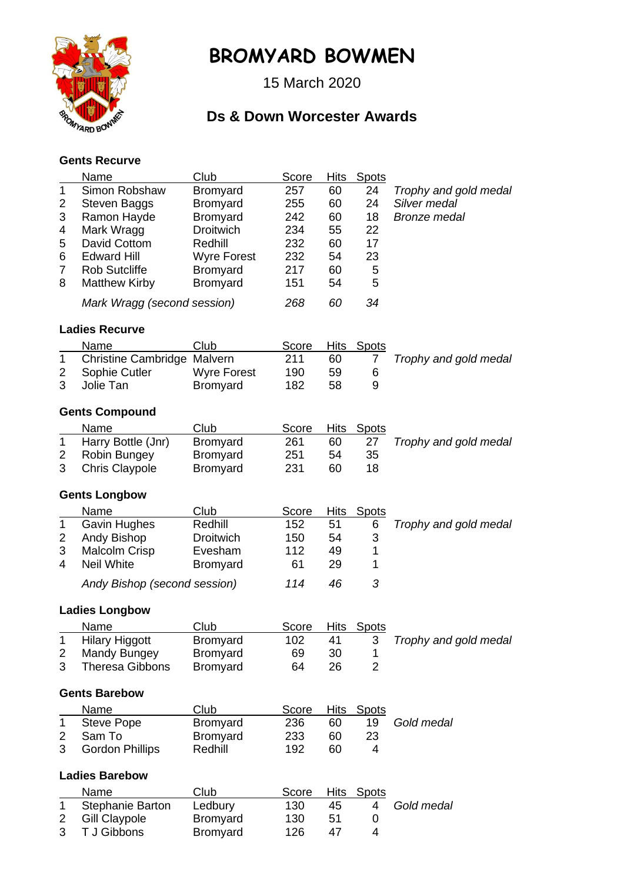# BROMYARD BOWMEN

15 March 2020

## Ds & Down Worcester Awards

### Gents Recurve

| | Name | Club | Score | Hits | Spots | |
|---|---|---|---|---|---|---|
| 1 | Simon Robshaw | Bromyard | 257 | 60 | 24 | *Trophy and gold medal* |
| 2 | Steven Baggs | Bromyard | 255 | 60 | 24 | *Silver medal* |
| 3 | Ramon Hayde | Bromyard | 242 | 60 | 18 | *Bronze medal* |
| 4 | Mark Wragg | Droitwich | 234 | 55 | 22 | |
| 5 | David Cottom | Redhill | 232 | 60 | 17 | |
| 6 | Edward Hill | Wyre Forest | 232 | 54 | 23 | |
| 7 | Rob Sutcliffe | Bromyard | 217 | 60 | 5 | |
| 8 | Matthew Kirby | Bromyard | 151 | 54 | 5 | |
| | *Mark Wragg (second session)* | | *268* | *60* | *34* | |

### Ladies Recurve

| | Name | Club | Score | Hits | Spots | |
|---|---|---|---|---|---|---|
| 1 | Christine Cambridge | Malvern | 211 | 60 | 7 | *Trophy and gold medal* |
| 2 | Sophie Cutler | Wyre Forest | 190 | 59 | 6 | |
| 3 | Jolie Tan | Bromyard | 182 | 58 | 9 | |

### Gents Compound

| | Name | Club | Score | Hits | Spots | |
|---|---|---|---|---|---|---|
| 1 | Harry Bottle (Jnr) | Bromyard | 261 | 60 | 27 | *Trophy and gold medal* |
| 2 | Robin Bungey | Bromyard | 251 | 54 | 35 | |
| 3 | Chris Claypole | Bromyard | 231 | 60 | 18 | |

### Gents Longbow

| | Name | Club | Score | Hits | Spots | |
|---|---|---|---|---|---|---|
| 1 | Gavin Hughes | Redhill | 152 | 51 | 6 | *Trophy and gold medal* |
| 2 | Andy Bishop | Droitwich | 150 | 54 | 3 | |
| 3 | Malcolm Crisp | Evesham | 112 | 49 | 1 | |
| 4 | Neil White | Bromyard | 61 | 29 | 1 | |
| | *Andy Bishop (second session)* | | *114* | *46* | *3* | |

### Ladies Longbow

| | Name | Club | Score | Hits | Spots | |
|---|---|---|---|---|---|---|
| 1 | Hilary Higgott | Bromyard | 102 | 41 | 3 | *Trophy and gold medal* |
| 2 | Mandy Bungey | Bromyard | 69 | 30 | 1 | |
| 3 | Theresa Gibbons | Bromyard | 64 | 26 | 2 | |

### Gents Barebow

| | Name | Club | Score | Hits | Spots | |
|---|---|---|---|---|---|---|
| 1 | Steve Pope | Bromyard | 236 | 60 | 19 | *Gold medal* |
| 2 | Sam To | Bromyard | 233 | 60 | 23 | |
| 3 | Gordon Phillips | Redhill | 192 | 60 | 4 | |

### Ladies Barebow

| | Name | Club | Score | Hits | Spots | |
|---|---|---|---|---|---|---|
| 1 | Stephanie Barton | Ledbury | 130 | 45 | 4 | *Gold medal* |
| 2 | Gill Claypole | Bromyard | 130 | 51 | 0 | |
| 3 | T J Gibbons | Bromyard | 126 | 47 | 4 | |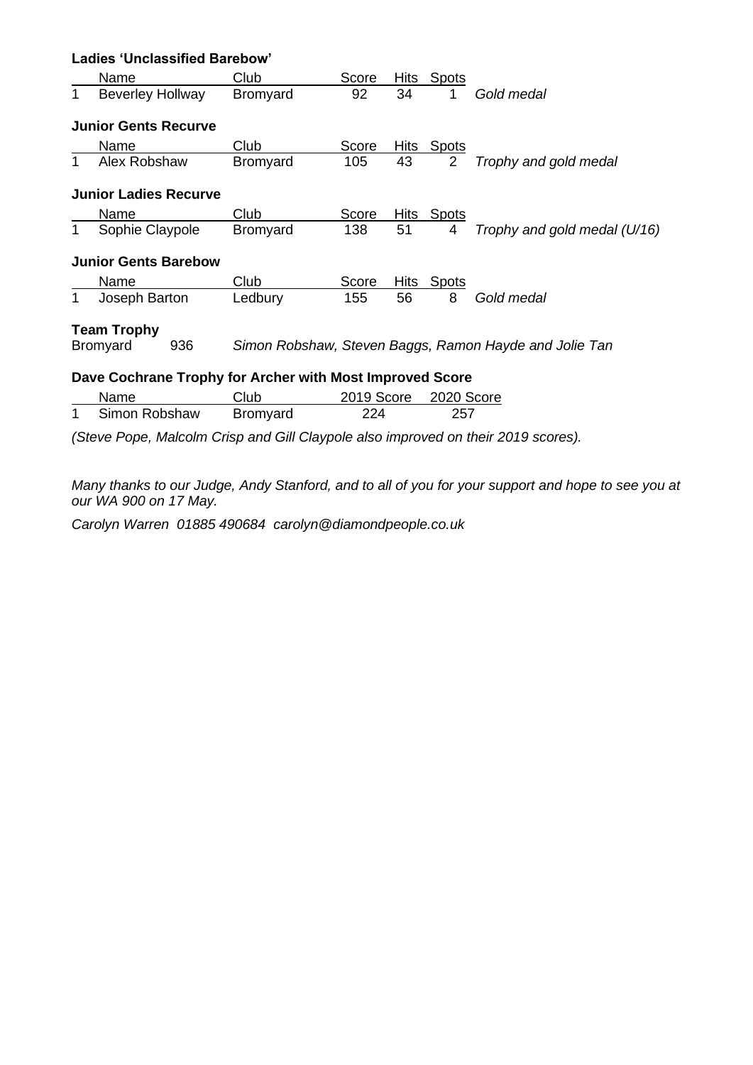**Ladies 'Unclassified Barebow'**

| | Name | Club | Score | Hits | Spots | |
|---|---|---|---|---|---|---|
| 1 | Beverley Hollway | Bromyard | 92 | 34 | 1 | *Gold medal* |

**Junior Gents Recurve**

| | Name | Club | Score | Hits | Spots | |
|---|---|---|---|---|---|---|
| 1 | Alex Robshaw | Bromyard | 105 | 43 | 2 | *Trophy and gold medal* |

**Junior Ladies Recurve**

| | Name | Club | Score | Hits | Spots | |
|---|---|---|---|---|---|---|
| 1 | Sophie Claypole | Bromyard | 138 | 51 | 4 | *Trophy and gold medal (U/16)* |

**Junior Gents Barebow**

| | Name | Club | Score | Hits | Spots | |
|---|---|---|---|---|---|---|
| 1 | Joseph Barton | Ledbury | 155 | 56 | 8 | *Gold medal* |

**Team Trophy**

Bromyard 936 *Simon Robshaw, Steven Baggs, Ramon Hayde and Jolie Tan*

**Dave Cochrane Trophy for Archer with Most Improved Score**

| | Name | Club | 2019 Score | 2020 Score |
|---|---|---|---|---|
| 1 | Simon Robshaw | Bromyard | 224 | 257 |

*(Steve Pope, Malcolm Crisp and Gill Claypole also improved on their 2019 scores).*

*Many thanks to our Judge, Andy Stanford, and to all of you for your support and hope to see you at our WA 900 on 17 May.*

*Carolyn Warren 01885 490684 carolyn@diamondpeople.co.uk*